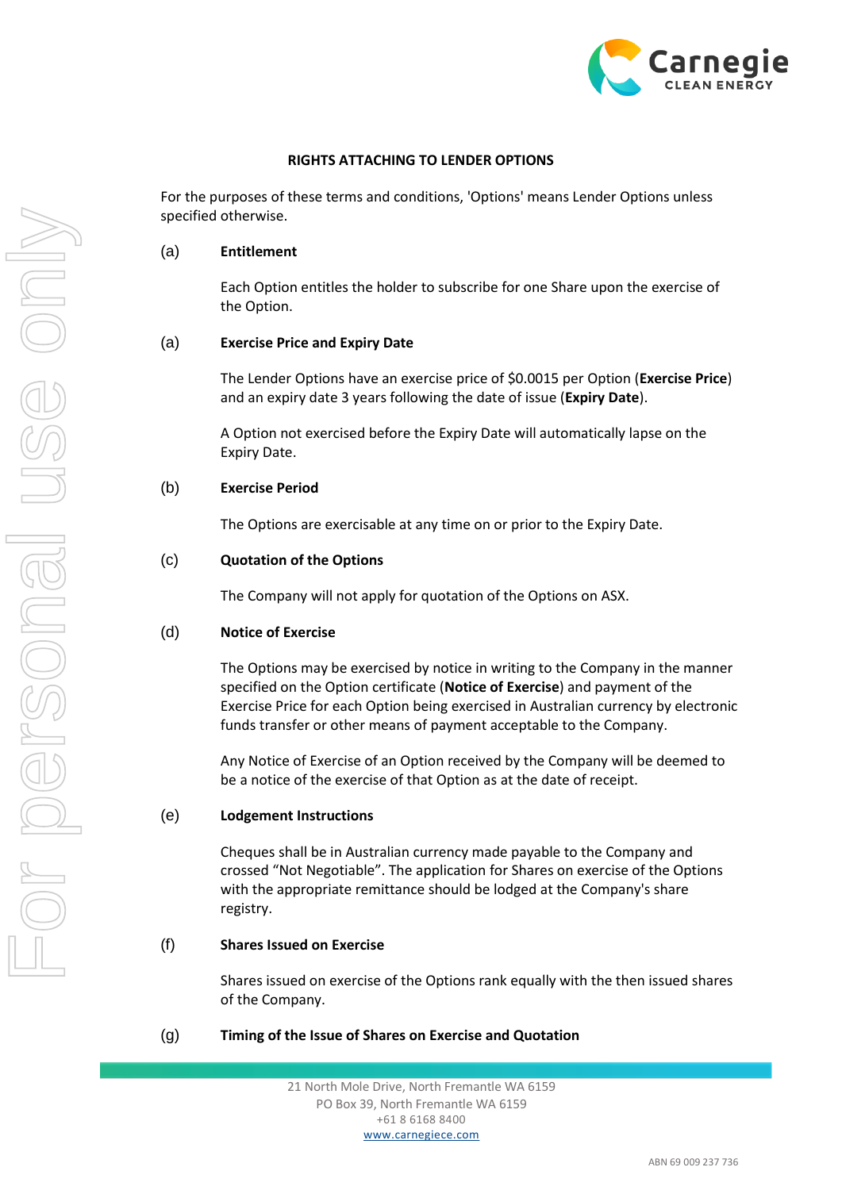**RIGHTS ATTACHING TO LENDER OPTIONS**

For the purposes of these terms and conditions, 'Options' means Lender Options unless specified otherwise.

(a) **Entitlement**

Each Option entitles the holder to subscribe for one Share upon the exercise of the Option.

(a) **Exercise Price and Expiry Date**

The Lender Options have an exercise price of $0.0015 per Option (**Exercise Price**) and an expiry date 3 years following the date of issue (**Expiry Date**).

A Option not exercised before the Expiry Date will automatically lapse on the Expiry Date.

(b) **Exercise Period**

The Options are exercisable at any time on or prior to the Expiry Date.

(c) **Quotation of the Options**

The Company will not apply for quotation of the Options on ASX.

(d) **Notice of Exercise**

The Options may be exercised by notice in writing to the Company in the manner specified on the Option certificate (**Notice of Exercise**) and payment of the Exercise Price for each Option being exercised in Australian currency by electronic funds transfer or other means of payment acceptable to the Company.

Any Notice of Exercise of an Option received by the Company will be deemed to be a notice of the exercise of that Option as at the date of receipt.

(e) **Lodgement Instructions**

Cheques shall be in Australian currency made payable to the Company and crossed "Not Negotiable". The application for Shares on exercise of the Options with the appropriate remittance should be lodged at the Company's share registry.

(f) **Shares Issued on Exercise**

Shares issued on exercise of the Options rank equally with the then issued shares of the Company.

(g) **Timing of the Issue of Shares on Exercise and Quotation**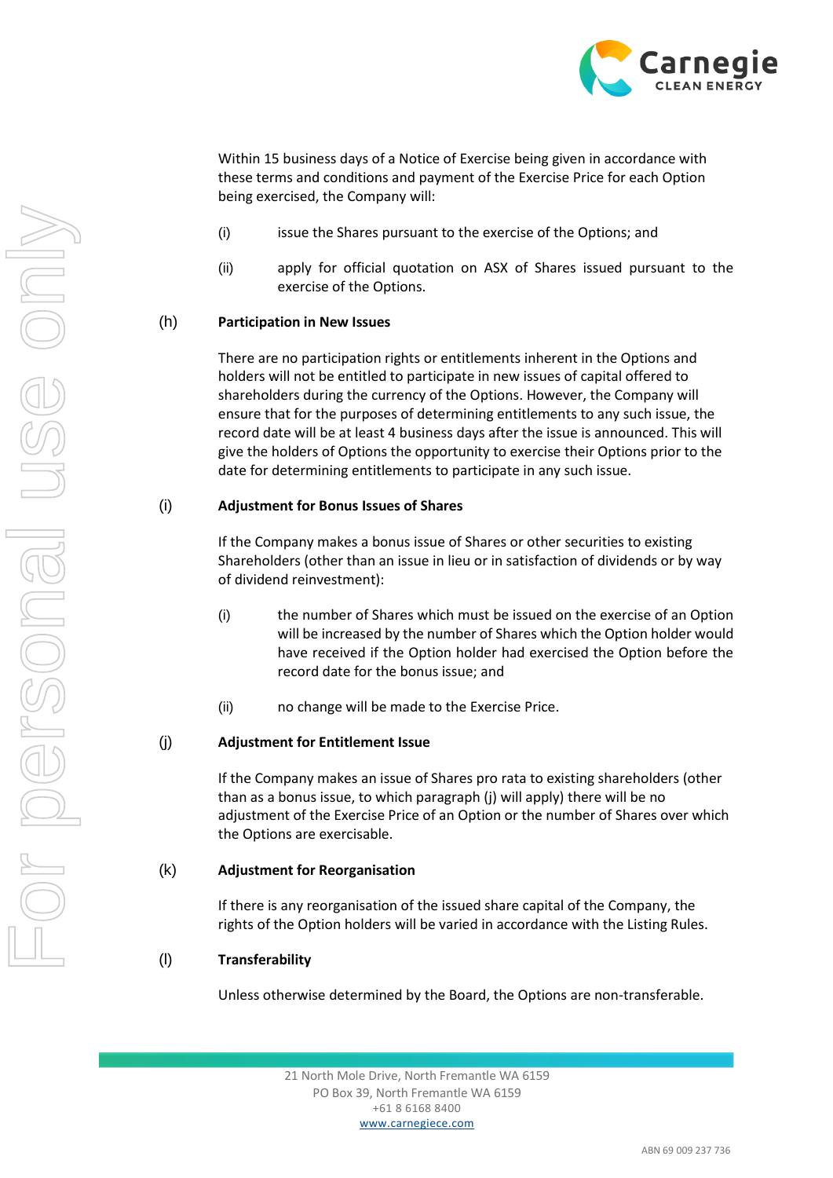Within 15 business days of a Notice of Exercise being given in accordance with these terms and conditions and payment of the Exercise Price for each Option being exercised, the Company will:

(i) issue the Shares pursuant to the exercise of the Options; and

(ii) apply for official quotation on ASX of Shares issued pursuant to the exercise of the Options.

(h) **Participation in New Issues**

There are no participation rights or entitlements inherent in the Options and holders will not be entitled to participate in new issues of capital offered to shareholders during the currency of the Options. However, the Company will ensure that for the purposes of determining entitlements to any such issue, the record date will be at least 4 business days after the issue is announced. This will give the holders of Options the opportunity to exercise their Options prior to the date for determining entitlements to participate in any such issue.

(i) **Adjustment for Bonus Issues of Shares**

If the Company makes a bonus issue of Shares or other securities to existing Shareholders (other than an issue in lieu or in satisfaction of dividends or by way of dividend reinvestment):

(i) the number of Shares which must be issued on the exercise of an Option will be increased by the number of Shares which the Option holder would have received if the Option holder had exercised the Option before the record date for the bonus issue; and

(ii) no change will be made to the Exercise Price.

(j) **Adjustment for Entitlement Issue**

If the Company makes an issue of Shares pro rata to existing shareholders (other than as a bonus issue, to which paragraph (j) will apply) there will be no adjustment of the Exercise Price of an Option or the number of Shares over which the Options are exercisable.

(k) **Adjustment for Reorganisation**

If there is any reorganisation of the issued share capital of the Company, the rights of the Option holders will be varied in accordance with the Listing Rules.

(l) **Transferability**

Unless otherwise determined by the Board, the Options are non-transferable.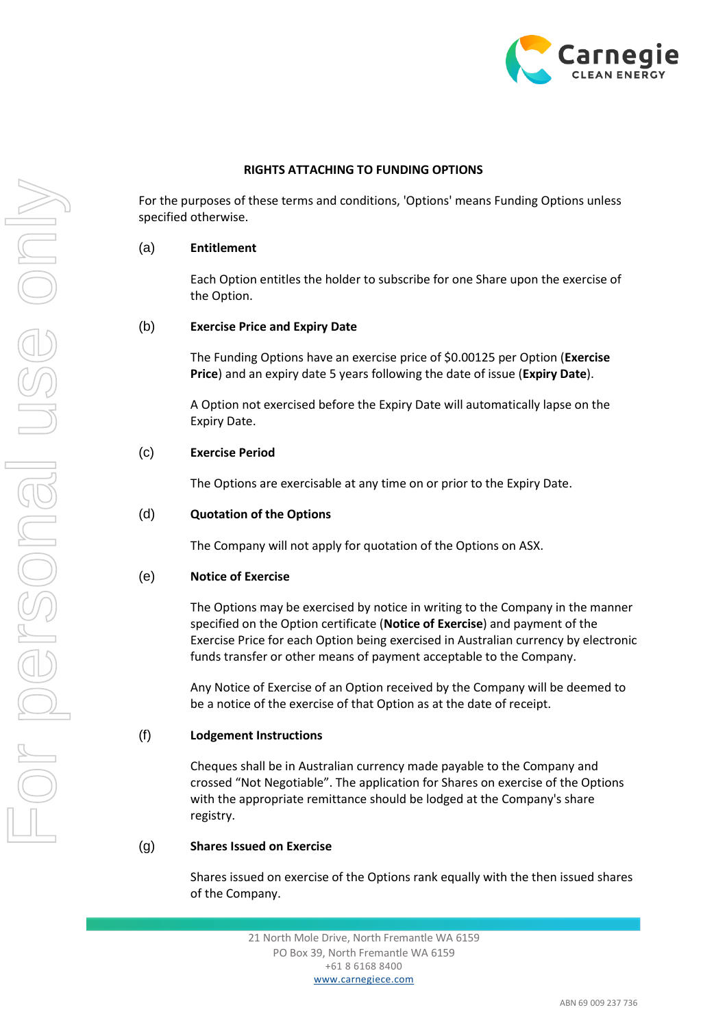**RIGHTS ATTACHING TO FUNDING OPTIONS**

For the purposes of these terms and conditions, 'Options' means Funding Options unless specified otherwise.

(a) **Entitlement**

Each Option entitles the holder to subscribe for one Share upon the exercise of the Option.

(b) **Exercise Price and Expiry Date**

The Funding Options have an exercise price of $0.00125 per Option (**Exercise Price**) and an expiry date 5 years following the date of issue (**Expiry Date**).

A Option not exercised before the Expiry Date will automatically lapse on the Expiry Date.

(c) **Exercise Period**

The Options are exercisable at any time on or prior to the Expiry Date.

(d) **Quotation of the Options**

The Company will not apply for quotation of the Options on ASX.

(e) **Notice of Exercise**

The Options may be exercised by notice in writing to the Company in the manner specified on the Option certificate (**Notice of Exercise**) and payment of the Exercise Price for each Option being exercised in Australian currency by electronic funds transfer or other means of payment acceptable to the Company.

Any Notice of Exercise of an Option received by the Company will be deemed to be a notice of the exercise of that Option as at the date of receipt.

(f) **Lodgement Instructions**

Cheques shall be in Australian currency made payable to the Company and crossed "Not Negotiable". The application for Shares on exercise of the Options with the appropriate remittance should be lodged at the Company's share registry.

(g) **Shares Issued on Exercise**

Shares issued on exercise of the Options rank equally with the then issued shares of the Company.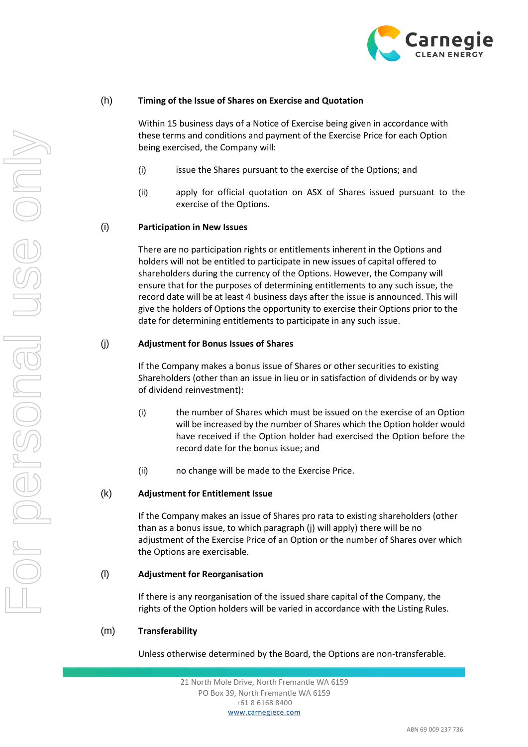(h) **Timing of the Issue of Shares on Exercise and Quotation**

Within 15 business days of a Notice of Exercise being given in accordance with these terms and conditions and payment of the Exercise Price for each Option being exercised, the Company will:

(i) issue the Shares pursuant to the exercise of the Options; and

(ii) apply for official quotation on ASX of Shares issued pursuant to the exercise of the Options.

(i) **Participation in New Issues**

There are no participation rights or entitlements inherent in the Options and holders will not be entitled to participate in new issues of capital offered to shareholders during the currency of the Options. However, the Company will ensure that for the purposes of determining entitlements to any such issue, the record date will be at least 4 business days after the issue is announced. This will give the holders of Options the opportunity to exercise their Options prior to the date for determining entitlements to participate in any such issue.

(j) **Adjustment for Bonus Issues of Shares**

If the Company makes a bonus issue of Shares or other securities to existing Shareholders (other than an issue in lieu or in satisfaction of dividends or by way of dividend reinvestment):

(i) the number of Shares which must be issued on the exercise of an Option will be increased by the number of Shares which the Option holder would have received if the Option holder had exercised the Option before the record date for the bonus issue; and

(ii) no change will be made to the Exercise Price.

(k) **Adjustment for Entitlement Issue**

If the Company makes an issue of Shares pro rata to existing shareholders (other than as a bonus issue, to which paragraph (j) will apply) there will be no adjustment of the Exercise Price of an Option or the number of Shares over which the Options are exercisable.

(l) **Adjustment for Reorganisation**

If there is any reorganisation of the issued share capital of the Company, the rights of the Option holders will be varied in accordance with the Listing Rules.

(m) **Transferability**

Unless otherwise determined by the Board, the Options are non-transferable.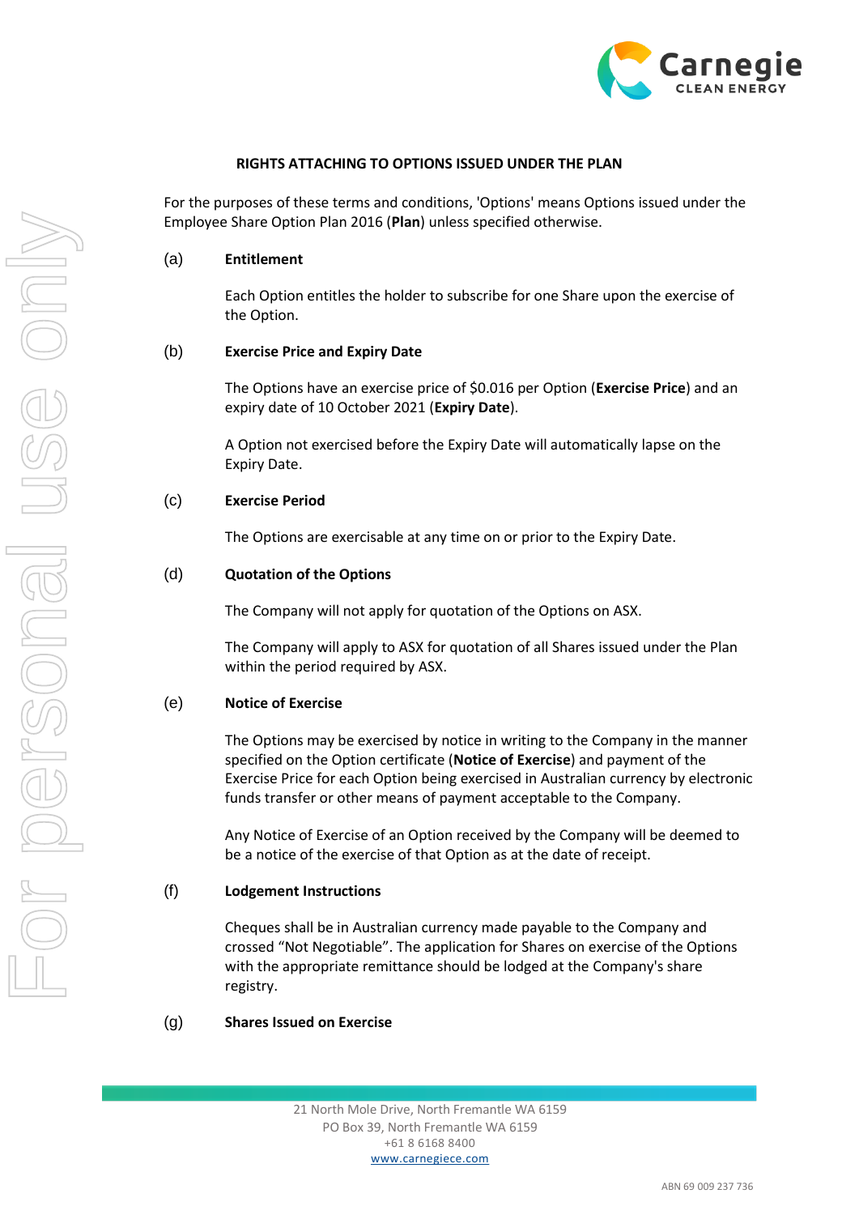**RIGHTS ATTACHING TO OPTIONS ISSUED UNDER THE PLAN**

For the purposes of these terms and conditions, 'Options' means Options issued under the Employee Share Option Plan 2016 (**Plan**) unless specified otherwise.

(a) **Entitlement**

Each Option entitles the holder to subscribe for one Share upon the exercise of the Option.

(b) **Exercise Price and Expiry Date**

The Options have an exercise price of $0.016 per Option (**Exercise Price**) and an expiry date of 10 October 2021 (**Expiry Date**).

A Option not exercised before the Expiry Date will automatically lapse on the Expiry Date.

(c) **Exercise Period**

The Options are exercisable at any time on or prior to the Expiry Date.

(d) **Quotation of the Options**

The Company will not apply for quotation of the Options on ASX.

The Company will apply to ASX for quotation of all Shares issued under the Plan within the period required by ASX.

(e) **Notice of Exercise**

The Options may be exercised by notice in writing to the Company in the manner specified on the Option certificate (**Notice of Exercise**) and payment of the Exercise Price for each Option being exercised in Australian currency by electronic funds transfer or other means of payment acceptable to the Company.

Any Notice of Exercise of an Option received by the Company will be deemed to be a notice of the exercise of that Option as at the date of receipt.

(f) **Lodgement Instructions**

Cheques shall be in Australian currency made payable to the Company and crossed "Not Negotiable". The application for Shares on exercise of the Options with the appropriate remittance should be lodged at the Company's share registry.

(g) **Shares Issued on Exercise**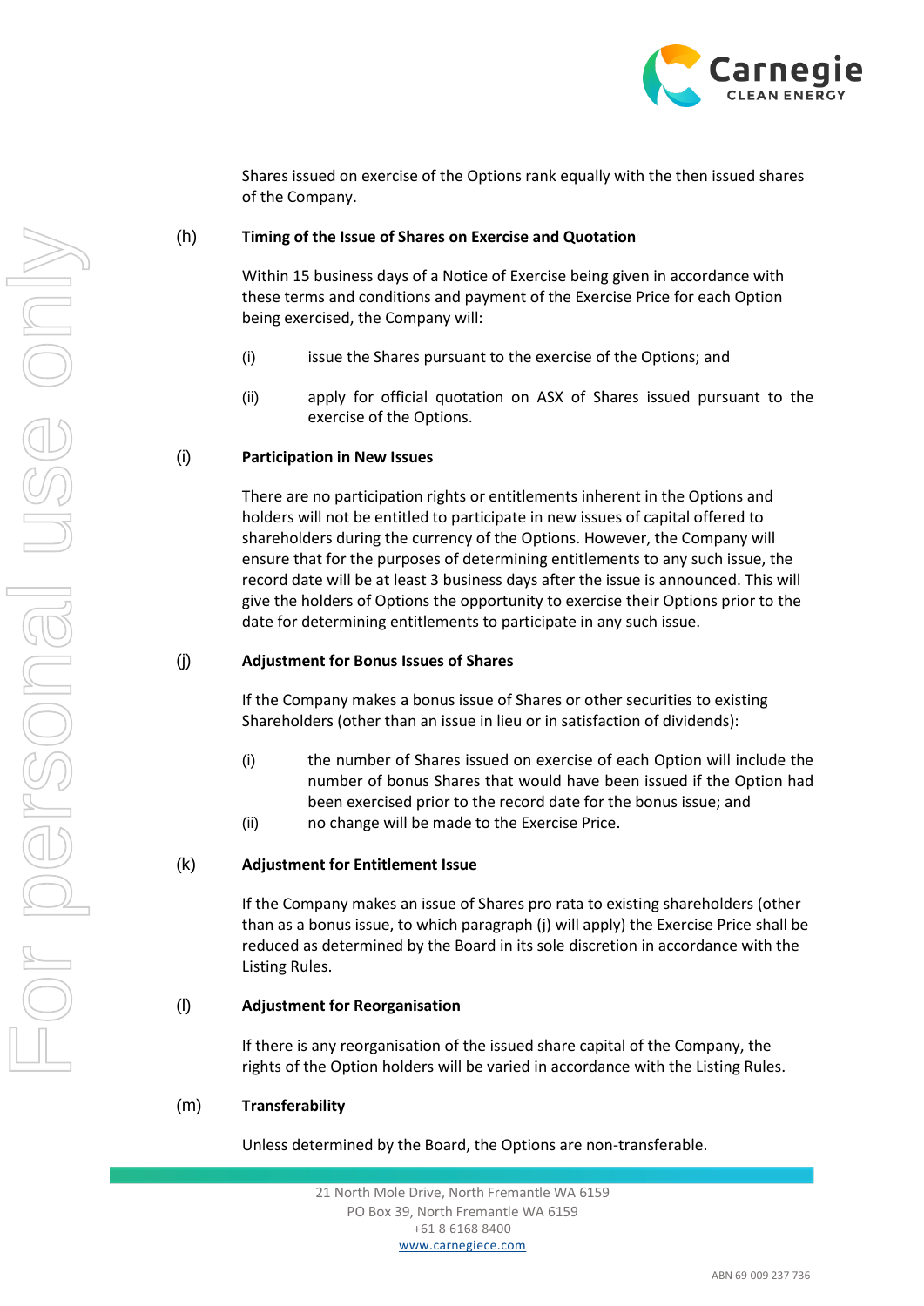Shares issued on exercise of the Options rank equally with the then issued shares of the Company.

(h) **Timing of the Issue of Shares on Exercise and Quotation**

Within 15 business days of a Notice of Exercise being given in accordance with these terms and conditions and payment of the Exercise Price for each Option being exercised, the Company will:

(i) issue the Shares pursuant to the exercise of the Options; and

(ii) apply for official quotation on ASX of Shares issued pursuant to the exercise of the Options.

(i) **Participation in New Issues**

There are no participation rights or entitlements inherent in the Options and holders will not be entitled to participate in new issues of capital offered to shareholders during the currency of the Options. However, the Company will ensure that for the purposes of determining entitlements to any such issue, the record date will be at least 3 business days after the issue is announced. This will give the holders of Options the opportunity to exercise their Options prior to the date for determining entitlements to participate in any such issue.

(j) **Adjustment for Bonus Issues of Shares**

If the Company makes a bonus issue of Shares or other securities to existing Shareholders (other than an issue in lieu or in satisfaction of dividends):

(i) the number of Shares issued on exercise of each Option will include the number of bonus Shares that would have been issued if the Option had been exercised prior to the record date for the bonus issue; and

(ii) no change will be made to the Exercise Price.

(k) **Adjustment for Entitlement Issue**

If the Company makes an issue of Shares pro rata to existing shareholders (other than as a bonus issue, to which paragraph (j) will apply) the Exercise Price shall be reduced as determined by the Board in its sole discretion in accordance with the Listing Rules.

(l) **Adjustment for Reorganisation**

If there is any reorganisation of the issued share capital of the Company, the rights of the Option holders will be varied in accordance with the Listing Rules.

(m) **Transferability**

Unless determined by the Board, the Options are non-transferable.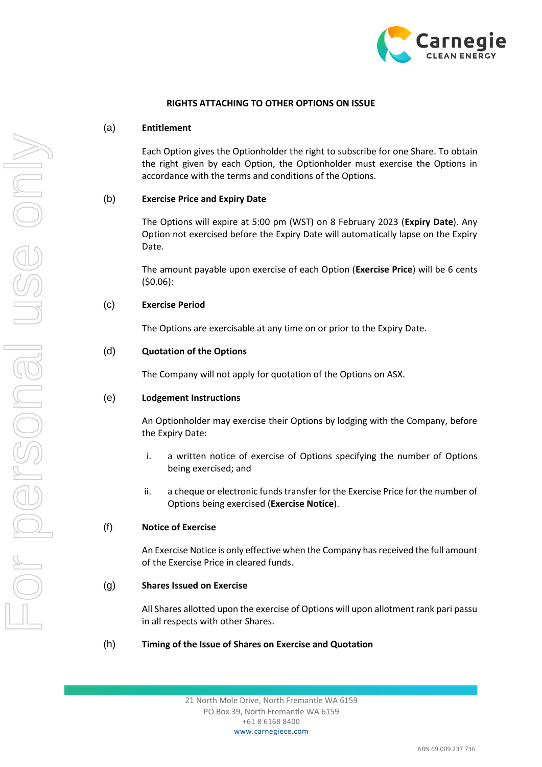**RIGHTS ATTACHING TO OTHER OPTIONS ON ISSUE**

(a) **Entitlement**

Each Option gives the Optionholder the right to subscribe for one Share. To obtain the right given by each Option, the Optionholder must exercise the Options in accordance with the terms and conditions of the Options.

(b) **Exercise Price and Expiry Date**

The Options will expire at 5:00 pm (WST) on 8 February 2023 (**Expiry Date**). Any Option not exercised before the Expiry Date will automatically lapse on the Expiry Date.

The amount payable upon exercise of each Option (**Exercise Price**) will be 6 cents ($0.06):

(c) **Exercise Period**

The Options are exercisable at any time on or prior to the Expiry Date.

(d) **Quotation of the Options**

The Company will not apply for quotation of the Options on ASX.

(e) **Lodgement Instructions**

An Optionholder may exercise their Options by lodging with the Company, before the Expiry Date:

i. a written notice of exercise of Options specifying the number of Options being exercised; and

ii. a cheque or electronic funds transfer for the Exercise Price for the number of Options being exercised (**Exercise Notice**).

(f) **Notice of Exercise**

An Exercise Notice is only effective when the Company has received the full amount of the Exercise Price in cleared funds.

(g) **Shares Issued on Exercise**

All Shares allotted upon the exercise of Options will upon allotment rank pari passu in all respects with other Shares.

(h) **Timing of the Issue of Shares on Exercise and Quotation**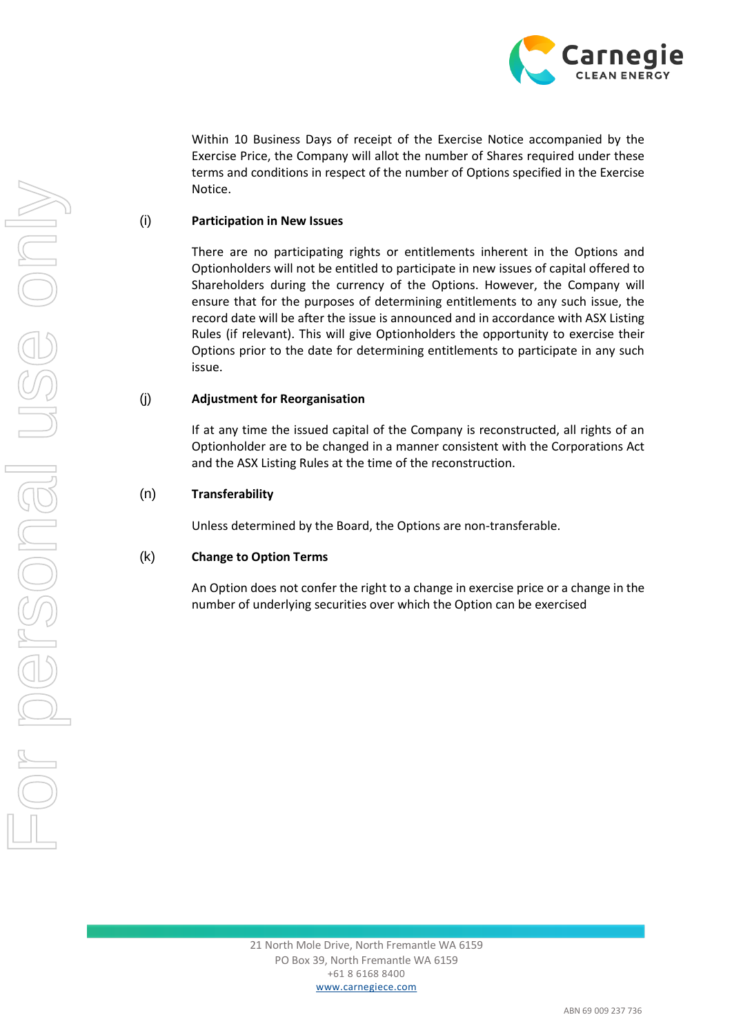Within 10 Business Days of receipt of the Exercise Notice accompanied by the Exercise Price, the Company will allot the number of Shares required under these terms and conditions in respect of the number of Options specified in the Exercise Notice.

(i) **Participation in New Issues**

There are no participating rights or entitlements inherent in the Options and Optionholders will not be entitled to participate in new issues of capital offered to Shareholders during the currency of the Options. However, the Company will ensure that for the purposes of determining entitlements to any such issue, the record date will be after the issue is announced and in accordance with ASX Listing Rules (if relevant). This will give Optionholders the opportunity to exercise their Options prior to the date for determining entitlements to participate in any such issue.

(j) **Adjustment for Reorganisation**

If at any time the issued capital of the Company is reconstructed, all rights of an Optionholder are to be changed in a manner consistent with the Corporations Act and the ASX Listing Rules at the time of the reconstruction.

(n) **Transferability**

Unless determined by the Board, the Options are non-transferable.

(k) **Change to Option Terms**

An Option does not confer the right to a change in exercise price or a change in the number of underlying securities over which the Option can be exercised

21 North Mole Drive, North Fremantle WA 6159
PO Box 39, North Fremantle WA 6159
+61 8 6168 8400
www.carnegiece.com

ABN 69 009 237 736